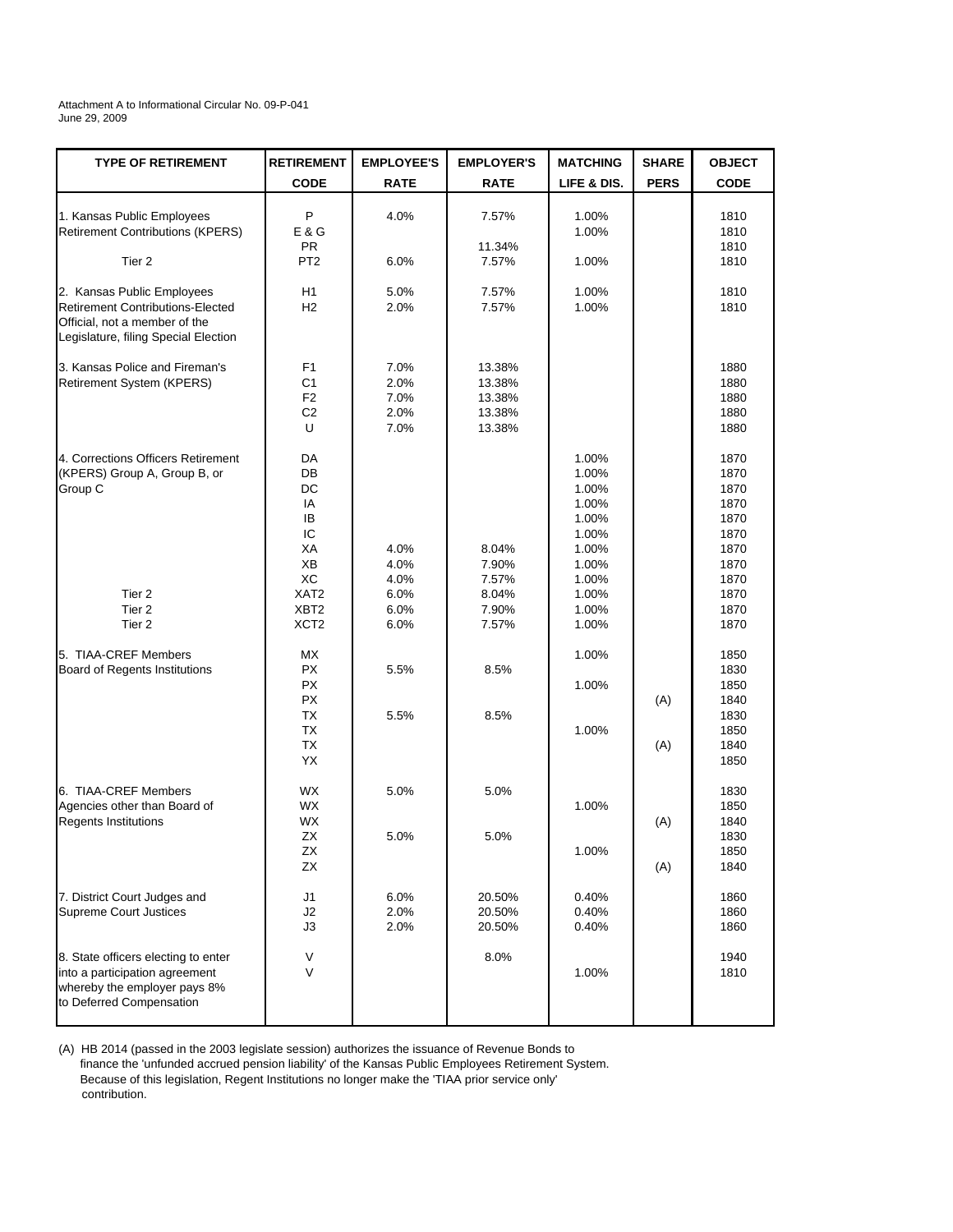Attachment A to Informational Circular No. 09-P-041
June 29, 2009

| TYPE OF RETIREMENT | RETIREMENT CODE | EMPLOYEE'S RATE | EMPLOYER'S RATE | MATCHING LIFE & DIS. | SHARE PERS | OBJECT CODE |
|---|---|---|---|---|---|---|
| 1. Kansas Public Employees Retirement Contributions (KPERS) | P | 4.0% | 7.57% | 1.00% | | 1810 |
| | E & G | | | 1.00% | | 1810 |
| | PR | | 11.34% | | | 1810 |
| Tier 2 | PT2 | 6.0% | 7.57% | 1.00% | | 1810 |
| 2. Kansas Public Employees Retirement Contributions-Elected Official, not a member of the Legislature, filing Special Election | H1 | 5.0% | 7.57% | 1.00% | | 1810 |
| | H2 | 2.0% | 7.57% | 1.00% | | 1810 |
| 3. Kansas Police and Fireman's Retirement System (KPERS) | F1 | 7.0% | 13.38% | | | 1880 |
| | C1 | 2.0% | 13.38% | | | 1880 |
| | F2 | 7.0% | 13.38% | | | 1880 |
| | C2 | 2.0% | 13.38% | | | 1880 |
| | U | 7.0% | 13.38% | | | 1880 |
| 4. Corrections Officers Retirement (KPERS) Group A, Group B, or Group C | DA | | | 1.00% | | 1870 |
| | DB | | | 1.00% | | 1870 |
| | DC | | | 1.00% | | 1870 |
| | IA | | | 1.00% | | 1870 |
| | IB | | | 1.00% | | 1870 |
| | IC | | | 1.00% | | 1870 |
| | XA | 4.0% | 8.04% | 1.00% | | 1870 |
| | XB | 4.0% | 7.90% | 1.00% | | 1870 |
| | XC | 4.0% | 7.57% | 1.00% | | 1870 |
| Tier 2 | XAT2 | 6.0% | 8.04% | 1.00% | | 1870 |
| Tier 2 | XBT2 | 6.0% | 7.90% | 1.00% | | 1870 |
| Tier 2 | XCT2 | 6.0% | 7.57% | 1.00% | | 1870 |
| 5. TIAA-CREF Members Board of Regents Institutions | MX | | | 1.00% | | 1850 |
| | PX | 5.5% | 8.5% | | | 1830 |
| | PX | | | 1.00% | | 1850 |
| | PX | | | | (A) | 1840 |
| | TX | 5.5% | 8.5% | | | 1830 |
| | TX | | | 1.00% | | 1850 |
| | TX | | | | (A) | 1840 |
| | YX | | | | | 1850 |
| 6. TIAA-CREF Members Agencies other than Board of Regents Institutions | WX | 5.0% | 5.0% | | | 1830 |
| | WX | | | 1.00% | | 1850 |
| | WX | | | | (A) | 1840 |
| | ZX | 5.0% | 5.0% | | | 1830 |
| | ZX | | | 1.00% | | 1850 |
| | ZX | | | | (A) | 1840 |
| 7. District Court Judges and Supreme Court Justices | J1 | 6.0% | 20.50% | 0.40% | | 1860 |
| | J2 | 2.0% | 20.50% | 0.40% | | 1860 |
| | J3 | 2.0% | 20.50% | 0.40% | | 1860 |
| 8. State officers electing to enter into a participation agreement whereby the employer pays 8% to Deferred Compensation | V | | 8.0% | | | 1940 |
| | V | | | 1.00% | | 1810 |

(A) HB 2014 (passed in the 2003 legislate session) authorizes the issuance of Revenue Bonds to finance the 'unfunded accrued pension liability' of the Kansas Public Employees Retirement System. Because of this legislation, Regent Institutions no longer make the 'TIAA prior service only' contribution.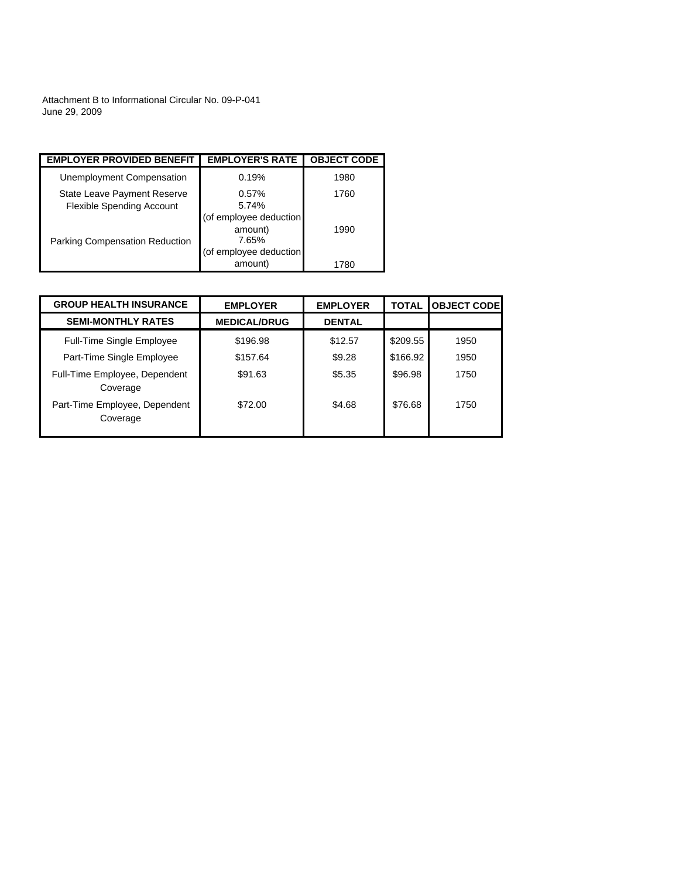Attachment B to Informational Circular No. 09-P-041
June 29, 2009

| EMPLOYER PROVIDED BENEFIT | EMPLOYER'S RATE | OBJECT CODE |
|---|---|---|
| Unemployment Compensation | 0.19% | 1980 |
| State Leave Payment Reserve | 0.57% | 1760 |
| Flexible Spending Account | 5.74% (of employee deduction amount) | 1990 |
| Parking Compensation Reduction | 7.65% (of employee deduction amount) | 1780 |

| GROUP HEALTH INSURANCE SEMI-MONTHLY RATES | EMPLOYER MEDICAL/DRUG | EMPLOYER DENTAL | TOTAL | OBJECT CODE |
|---|---|---|---|---|
| Full-Time Single Employee | $196.98 | $12.57 | $209.55 | 1950 |
| Part-Time Single Employee | $157.64 | $9.28 | $166.92 | 1950 |
| Full-Time Employee, Dependent Coverage | $91.63 | $5.35 | $96.98 | 1750 |
| Part-Time Employee, Dependent Coverage | $72.00 | $4.68 | $76.68 | 1750 |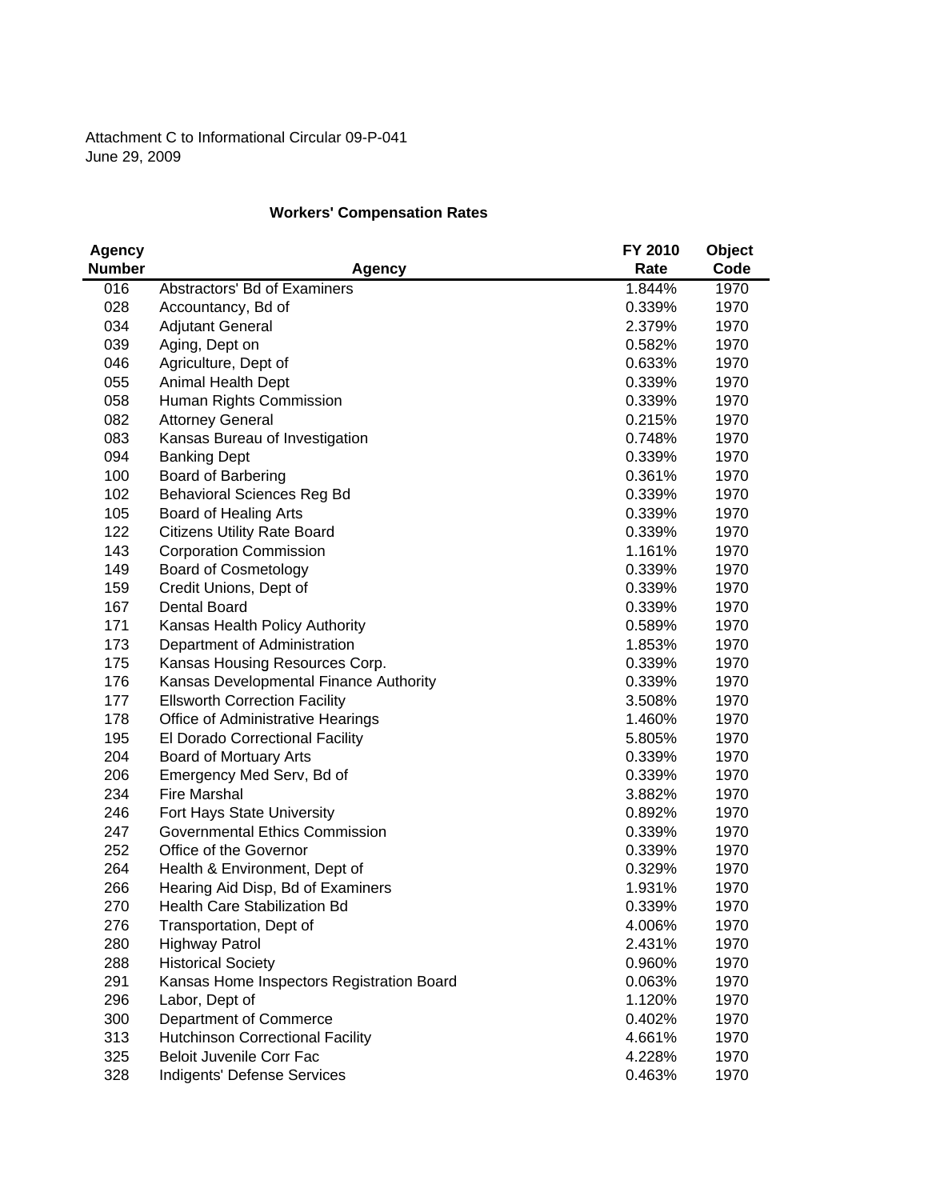Attachment C to Informational Circular 09-P-041
June 29, 2009

## Workers' Compensation Rates

| Agency Number | Agency | FY 2010 Rate | Object Code |
|---|---|---|---|
| 016 | Abstractors' Bd of Examiners | 1.844% | 1970 |
| 028 | Accountancy, Bd of | 0.339% | 1970 |
| 034 | Adjutant General | 2.379% | 1970 |
| 039 | Aging, Dept on | 0.582% | 1970 |
| 046 | Agriculture, Dept of | 0.633% | 1970 |
| 055 | Animal Health Dept | 0.339% | 1970 |
| 058 | Human Rights Commission | 0.339% | 1970 |
| 082 | Attorney General | 0.215% | 1970 |
| 083 | Kansas Bureau of Investigation | 0.748% | 1970 |
| 094 | Banking Dept | 0.339% | 1970 |
| 100 | Board of Barbering | 0.361% | 1970 |
| 102 | Behavioral Sciences Reg Bd | 0.339% | 1970 |
| 105 | Board of Healing Arts | 0.339% | 1970 |
| 122 | Citizens Utility Rate Board | 0.339% | 1970 |
| 143 | Corporation Commission | 1.161% | 1970 |
| 149 | Board of Cosmetology | 0.339% | 1970 |
| 159 | Credit Unions, Dept of | 0.339% | 1970 |
| 167 | Dental Board | 0.339% | 1970 |
| 171 | Kansas Health Policy Authority | 0.589% | 1970 |
| 173 | Department of Administration | 1.853% | 1970 |
| 175 | Kansas Housing Resources Corp. | 0.339% | 1970 |
| 176 | Kansas Developmental Finance Authority | 0.339% | 1970 |
| 177 | Ellsworth Correction Facility | 3.508% | 1970 |
| 178 | Office of Administrative Hearings | 1.460% | 1970 |
| 195 | El Dorado Correctional Facility | 5.805% | 1970 |
| 204 | Board of Mortuary Arts | 0.339% | 1970 |
| 206 | Emergency Med Serv, Bd of | 0.339% | 1970 |
| 234 | Fire Marshal | 3.882% | 1970 |
| 246 | Fort Hays State University | 0.892% | 1970 |
| 247 | Governmental Ethics Commission | 0.339% | 1970 |
| 252 | Office of the Governor | 0.339% | 1970 |
| 264 | Health & Environment, Dept of | 0.329% | 1970 |
| 266 | Hearing Aid Disp, Bd of Examiners | 1.931% | 1970 |
| 270 | Health Care Stabilization Bd | 0.339% | 1970 |
| 276 | Transportation, Dept of | 4.006% | 1970 |
| 280 | Highway Patrol | 2.431% | 1970 |
| 288 | Historical Society | 0.960% | 1970 |
| 291 | Kansas Home Inspectors Registration Board | 0.063% | 1970 |
| 296 | Labor, Dept of | 1.120% | 1970 |
| 300 | Department of Commerce | 0.402% | 1970 |
| 313 | Hutchinson Correctional Facility | 4.661% | 1970 |
| 325 | Beloit Juvenile Corr Fac | 4.228% | 1970 |
| 328 | Indigents' Defense Services | 0.463% | 1970 |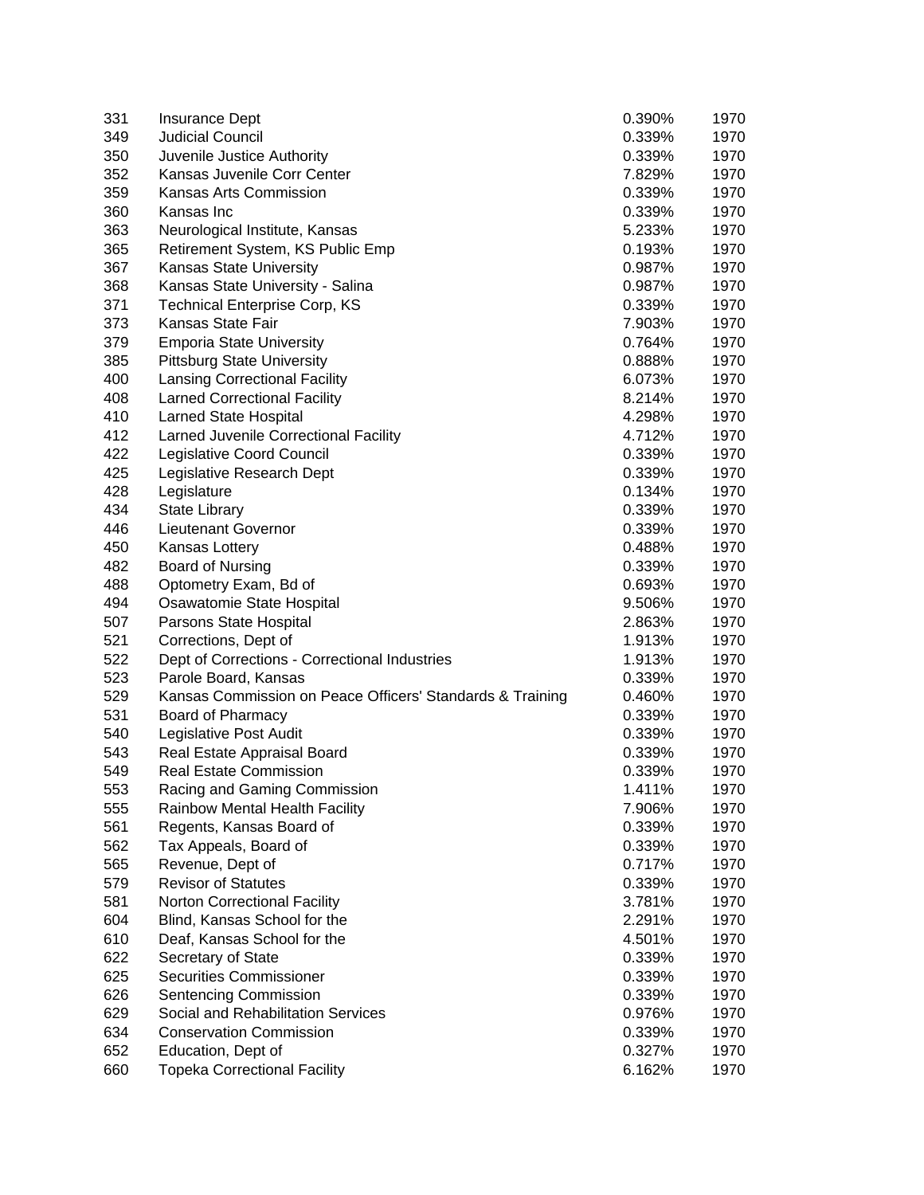| | | | |
|---|---|---|---|
| 331 | Insurance Dept | 0.390% | 1970 |
| 349 | Judicial Council | 0.339% | 1970 |
| 350 | Juvenile Justice Authority | 0.339% | 1970 |
| 352 | Kansas Juvenile Corr Center | 7.829% | 1970 |
| 359 | Kansas Arts Commission | 0.339% | 1970 |
| 360 | Kansas Inc | 0.339% | 1970 |
| 363 | Neurological Institute, Kansas | 5.233% | 1970 |
| 365 | Retirement System, KS Public Emp | 0.193% | 1970 |
| 367 | Kansas State University | 0.987% | 1970 |
| 368 | Kansas State University - Salina | 0.987% | 1970 |
| 371 | Technical Enterprise Corp, KS | 0.339% | 1970 |
| 373 | Kansas State Fair | 7.903% | 1970 |
| 379 | Emporia State University | 0.764% | 1970 |
| 385 | Pittsburg State University | 0.888% | 1970 |
| 400 | Lansing Correctional Facility | 6.073% | 1970 |
| 408 | Larned Correctional Facility | 8.214% | 1970 |
| 410 | Larned State Hospital | 4.298% | 1970 |
| 412 | Larned Juvenile Correctional Facility | 4.712% | 1970 |
| 422 | Legislative Coord Council | 0.339% | 1970 |
| 425 | Legislative Research Dept | 0.339% | 1970 |
| 428 | Legislature | 0.134% | 1970 |
| 434 | State Library | 0.339% | 1970 |
| 446 | Lieutenant Governor | 0.339% | 1970 |
| 450 | Kansas Lottery | 0.488% | 1970 |
| 482 | Board of Nursing | 0.339% | 1970 |
| 488 | Optometry Exam, Bd of | 0.693% | 1970 |
| 494 | Osawatomie State Hospital | 9.506% | 1970 |
| 507 | Parsons State Hospital | 2.863% | 1970 |
| 521 | Corrections, Dept of | 1.913% | 1970 |
| 522 | Dept of Corrections - Correctional Industries | 1.913% | 1970 |
| 523 | Parole Board, Kansas | 0.339% | 1970 |
| 529 | Kansas Commission on Peace Officers' Standards & Training | 0.460% | 1970 |
| 531 | Board of Pharmacy | 0.339% | 1970 |
| 540 | Legislative Post Audit | 0.339% | 1970 |
| 543 | Real Estate Appraisal Board | 0.339% | 1970 |
| 549 | Real Estate Commission | 0.339% | 1970 |
| 553 | Racing and Gaming Commission | 1.411% | 1970 |
| 555 | Rainbow Mental Health Facility | 7.906% | 1970 |
| 561 | Regents, Kansas Board of | 0.339% | 1970 |
| 562 | Tax Appeals, Board of | 0.339% | 1970 |
| 565 | Revenue, Dept of | 0.717% | 1970 |
| 579 | Revisor of Statutes | 0.339% | 1970 |
| 581 | Norton Correctional Facility | 3.781% | 1970 |
| 604 | Blind, Kansas School for the | 2.291% | 1970 |
| 610 | Deaf, Kansas School for the | 4.501% | 1970 |
| 622 | Secretary of State | 0.339% | 1970 |
| 625 | Securities Commissioner | 0.339% | 1970 |
| 626 | Sentencing Commission | 0.339% | 1970 |
| 629 | Social and Rehabilitation Services | 0.976% | 1970 |
| 634 | Conservation Commission | 0.339% | 1970 |
| 652 | Education, Dept of | 0.327% | 1970 |
| 660 | Topeka Correctional Facility | 6.162% | 1970 |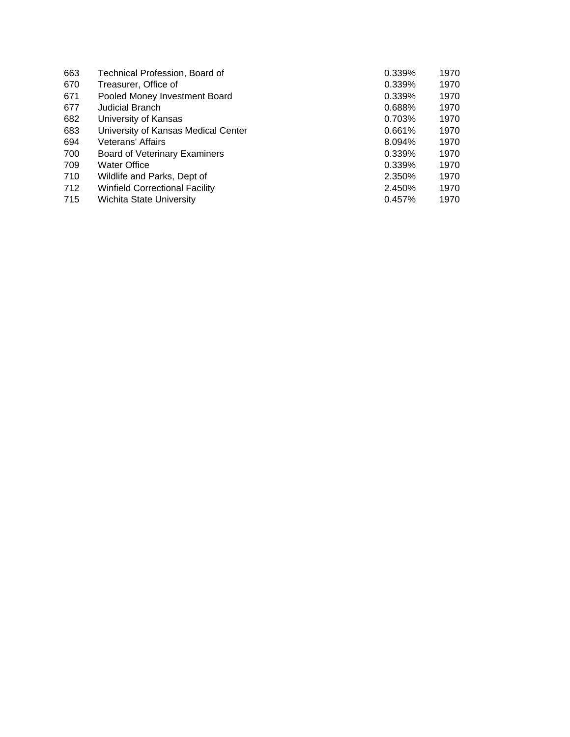| | | | |
|---|---|---|---|
| 663 | Technical Profession, Board of | 0.339% | 1970 |
| 670 | Treasurer, Office of | 0.339% | 1970 |
| 671 | Pooled Money Investment Board | 0.339% | 1970 |
| 677 | Judicial Branch | 0.688% | 1970 |
| 682 | University of Kansas | 0.703% | 1970 |
| 683 | University of Kansas Medical Center | 0.661% | 1970 |
| 694 | Veterans' Affairs | 8.094% | 1970 |
| 700 | Board of Veterinary Examiners | 0.339% | 1970 |
| 709 | Water Office | 0.339% | 1970 |
| 710 | Wildlife and Parks, Dept of | 2.350% | 1970 |
| 712 | Winfield Correctional Facility | 2.450% | 1970 |
| 715 | Wichita State University | 0.457% | 1970 |